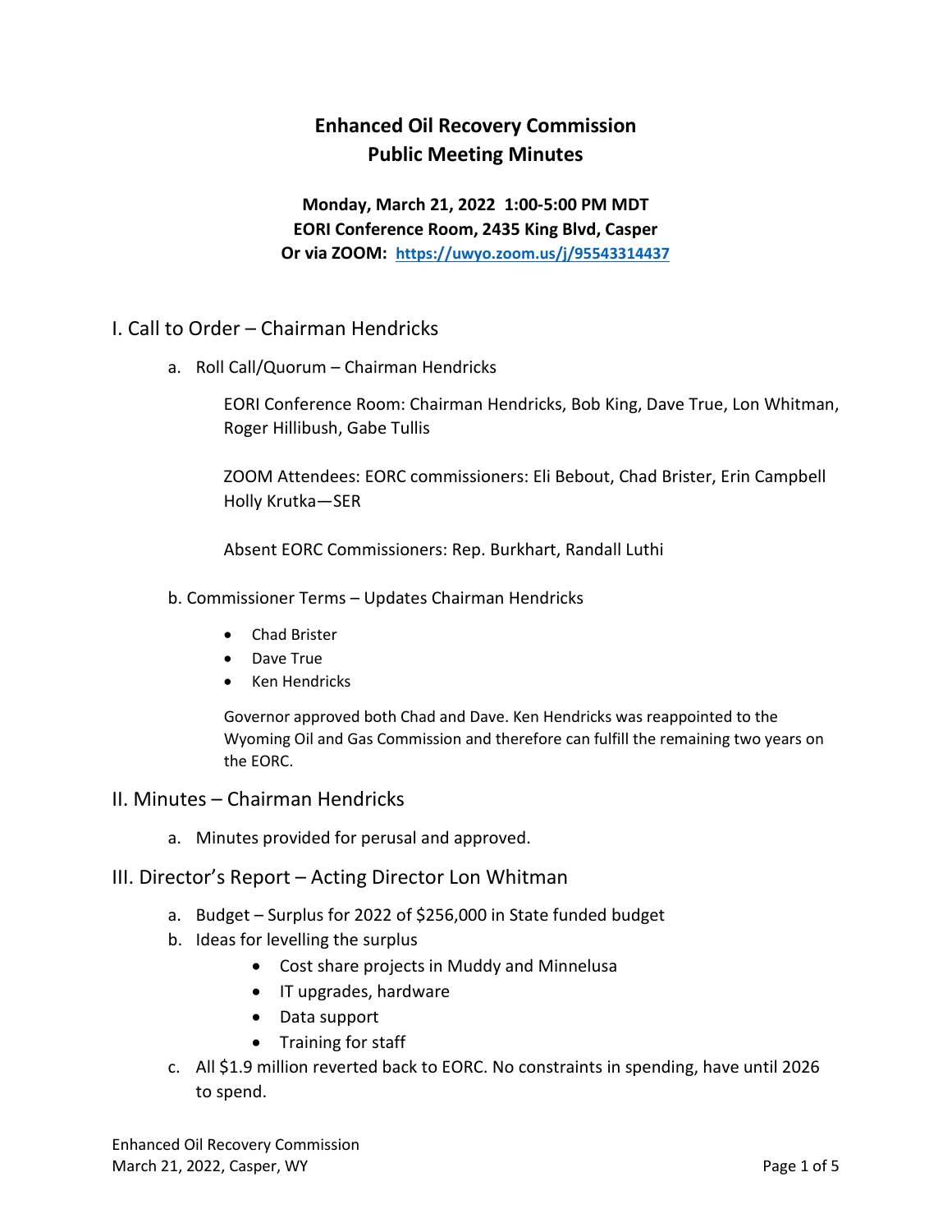# Enhanced Oil Recovery Commission
# Public Meeting Minutes

**Monday, March 21, 2022 1:00-5:00 PM MDT**
**EORI Conference Room, 2435 King Blvd, Casper**
**Or via ZOOM: https://uwyo.zoom.us/j/95543314437**

## I. Call to Order – Chairman Hendricks

a. Roll Call/Quorum – Chairman Hendricks

EORI Conference Room: Chairman Hendricks, Bob King, Dave True, Lon Whitman, Roger Hillibush, Gabe Tullis

ZOOM Attendees: EORC commissioners: Eli Bebout, Chad Brister, Erin Campbell
Holly Krutka—SER

Absent EORC Commissioners: Rep. Burkhart, Randall Luthi

b. Commissioner Terms – Updates Chairman Hendricks

- Chad Brister
- Dave True
- Ken Hendricks

Governor approved both Chad and Dave. Ken Hendricks was reappointed to the Wyoming Oil and Gas Commission and therefore can fulfill the remaining two years on the EORC.

## II. Minutes – Chairman Hendricks

a. Minutes provided for perusal and approved.

## III. Director's Report – Acting Director Lon Whitman

a. Budget – Surplus for 2022 of $256,000 in State funded budget
b. Ideas for levelling the surplus
   - Cost share projects in Muddy and Minnelusa
   - IT upgrades, hardware
   - Data support
   - Training for staff
c. All $1.9 million reverted back to EORC. No constraints in spending, have until 2026 to spend.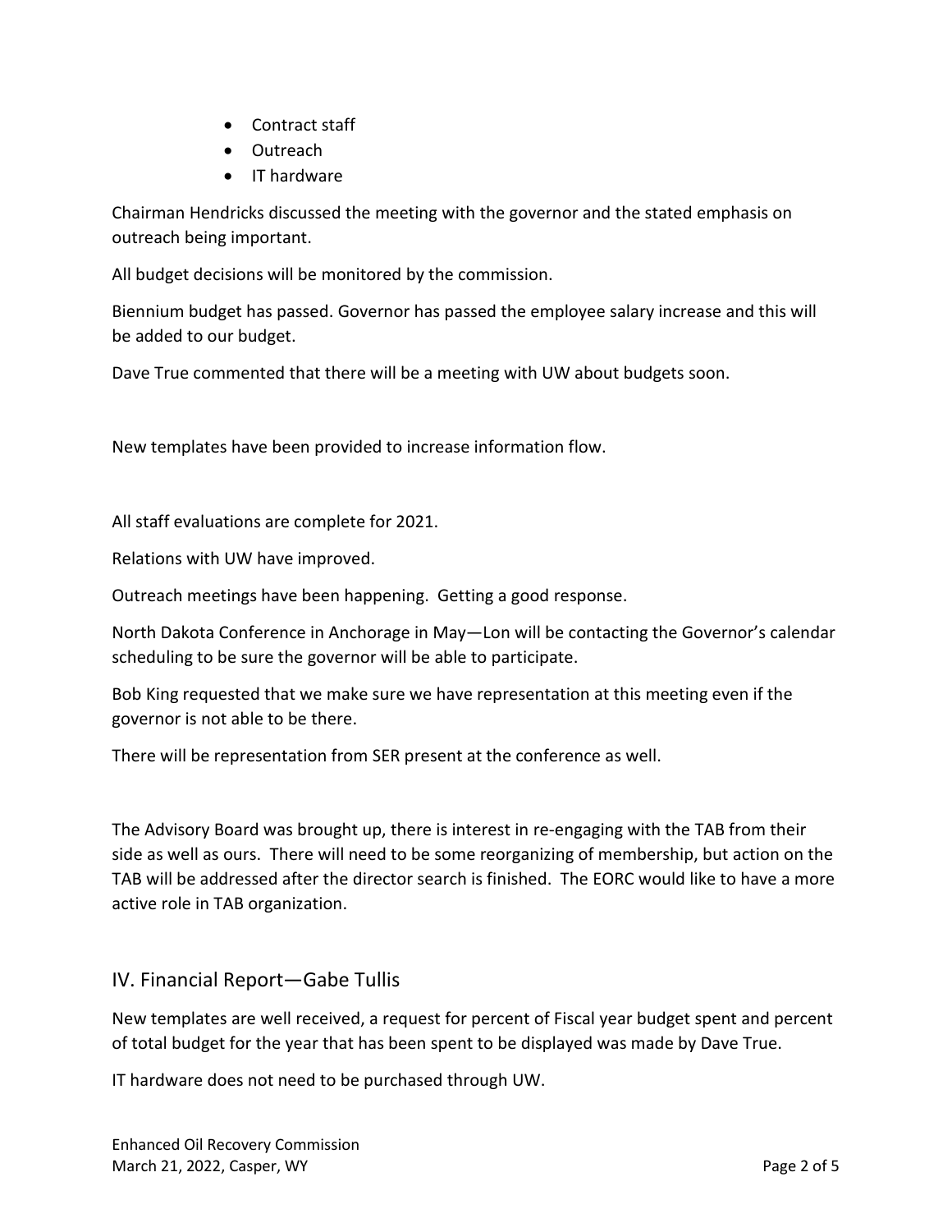- Contract staff
- Outreach
- IT hardware

Chairman Hendricks discussed the meeting with the governor and the stated emphasis on outreach being important.

All budget decisions will be monitored by the commission.

Biennium budget has passed. Governor has passed the employee salary increase and this will be added to our budget.

Dave True commented that there will be a meeting with UW about budgets soon.

New templates have been provided to increase information flow.

All staff evaluations are complete for 2021.

Relations with UW have improved.

Outreach meetings have been happening. Getting a good response.

North Dakota Conference in Anchorage in May—Lon will be contacting the Governor's calendar scheduling to be sure the governor will be able to participate.

Bob King requested that we make sure we have representation at this meeting even if the governor is not able to be there.

There will be representation from SER present at the conference as well.

The Advisory Board was brought up, there is interest in re-engaging with the TAB from their side as well as ours. There will need to be some reorganizing of membership, but action on the TAB will be addressed after the director search is finished. The EORC would like to have a more active role in TAB organization.

## IV. Financial Report—Gabe Tullis

New templates are well received, a request for percent of Fiscal year budget spent and percent of total budget for the year that has been spent to be displayed was made by Dave True.

IT hardware does not need to be purchased through UW.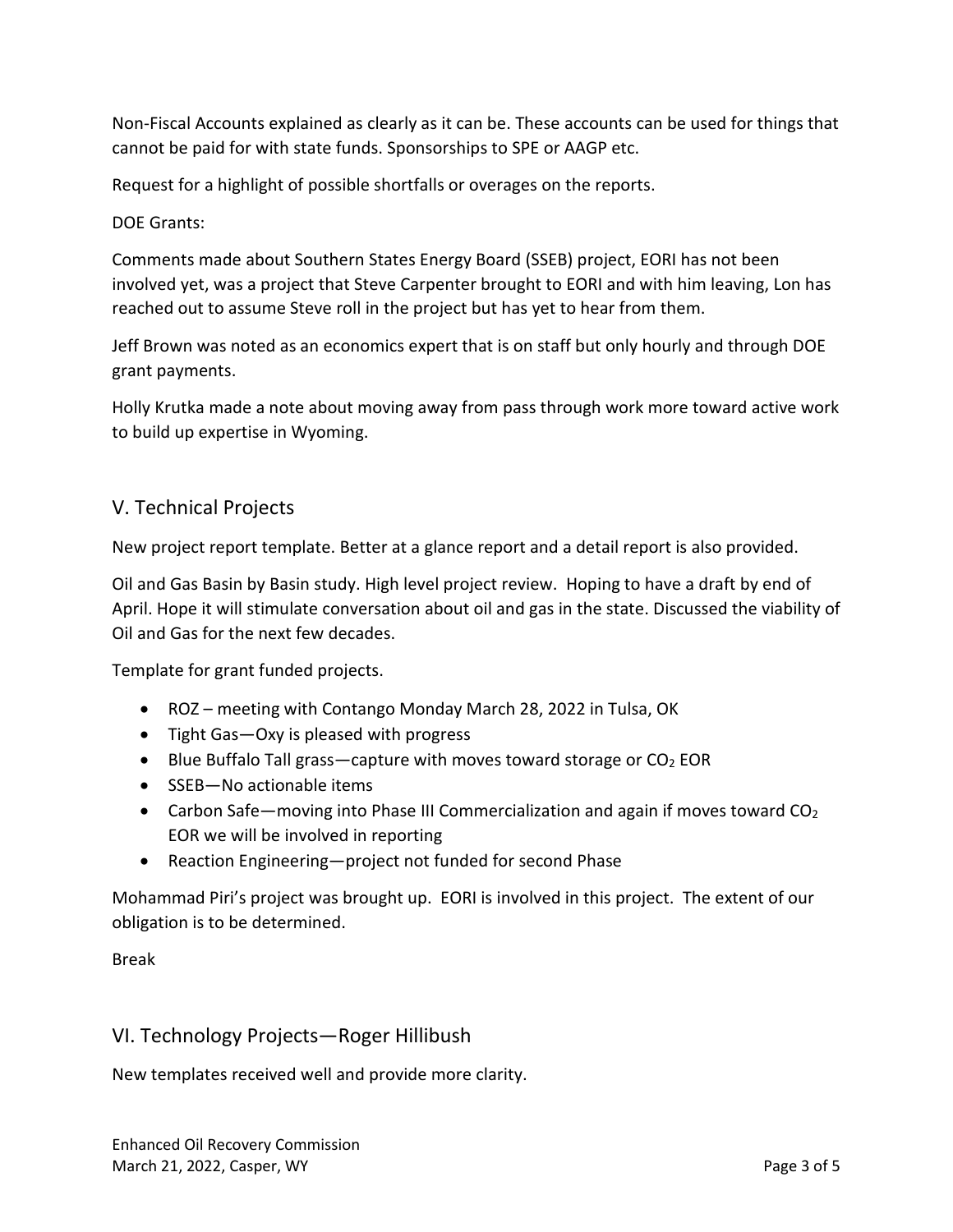Non-Fiscal Accounts explained as clearly as it can be. These accounts can be used for things that cannot be paid for with state funds. Sponsorships to SPE or AAGP etc.

Request for a highlight of possible shortfalls or overages on the reports.

DOE Grants:

Comments made about Southern States Energy Board (SSEB) project, EORI has not been involved yet, was a project that Steve Carpenter brought to EORI and with him leaving, Lon has reached out to assume Steve roll in the project but has yet to hear from them.

Jeff Brown was noted as an economics expert that is on staff but only hourly and through DOE grant payments.

Holly Krutka made a note about moving away from pass through work more toward active work to build up expertise in Wyoming.

## V. Technical Projects

New project report template. Better at a glance report and a detail report is also provided.

Oil and Gas Basin by Basin study. High level project review. Hoping to have a draft by end of April. Hope it will stimulate conversation about oil and gas in the state. Discussed the viability of Oil and Gas for the next few decades.

Template for grant funded projects.

- ROZ – meeting with Contango Monday March 28, 2022 in Tulsa, OK
- Tight Gas—Oxy is pleased with progress
- Blue Buffalo Tall grass—capture with moves toward storage or $CO_2$ EOR
- SSEB—No actionable items
- Carbon Safe—moving into Phase III Commercialization and again if moves toward $CO_2$ EOR we will be involved in reporting
- Reaction Engineering—project not funded for second Phase

Mohammad Piri's project was brought up. EORI is involved in this project. The extent of our obligation is to be determined.

Break

## VI. Technology Projects—Roger Hillibush

New templates received well and provide more clarity.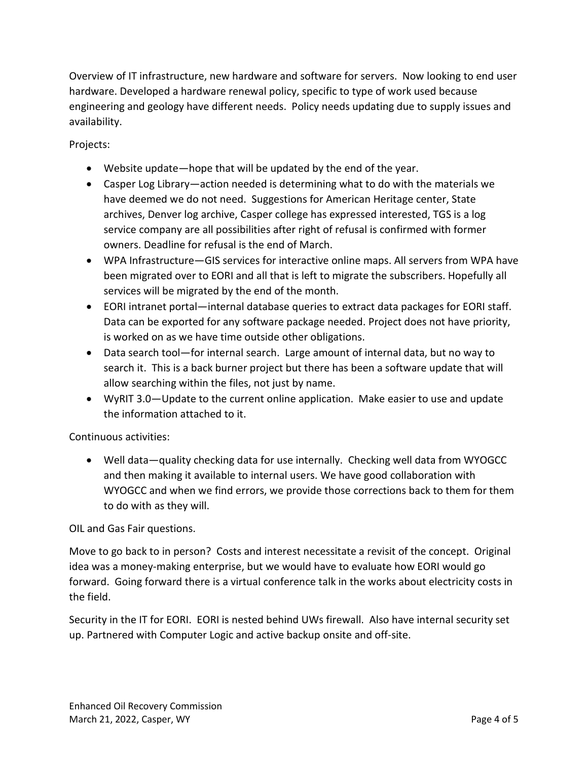Overview of IT infrastructure, new hardware and software for servers. Now looking to end user hardware. Developed a hardware renewal policy, specific to type of work used because engineering and geology have different needs. Policy needs updating due to supply issues and availability.

Projects:

- Website update—hope that will be updated by the end of the year.
- Casper Log Library—action needed is determining what to do with the materials we have deemed we do not need. Suggestions for American Heritage center, State archives, Denver log archive, Casper college has expressed interested, TGS is a log service company are all possibilities after right of refusal is confirmed with former owners. Deadline for refusal is the end of March.
- WPA Infrastructure—GIS services for interactive online maps. All servers from WPA have been migrated over to EORI and all that is left to migrate the subscribers. Hopefully all services will be migrated by the end of the month.
- EORI intranet portal—internal database queries to extract data packages for EORI staff. Data can be exported for any software package needed. Project does not have priority, is worked on as we have time outside other obligations.
- Data search tool—for internal search. Large amount of internal data, but no way to search it. This is a back burner project but there has been a software update that will allow searching within the files, not just by name.
- WyRIT 3.0—Update to the current online application. Make easier to use and update the information attached to it.

Continuous activities:

- Well data—quality checking data for use internally. Checking well data from WYOGCC and then making it available to internal users. We have good collaboration with WYOGCC and when we find errors, we provide those corrections back to them for them to do with as they will.

OIL and Gas Fair questions.

Move to go back to in person? Costs and interest necessitate a revisit of the concept. Original idea was a money-making enterprise, but we would have to evaluate how EORI would go forward. Going forward there is a virtual conference talk in the works about electricity costs in the field.

Security in the IT for EORI. EORI is nested behind UWs firewall. Also have internal security set up. Partnered with Computer Logic and active backup onsite and off-site.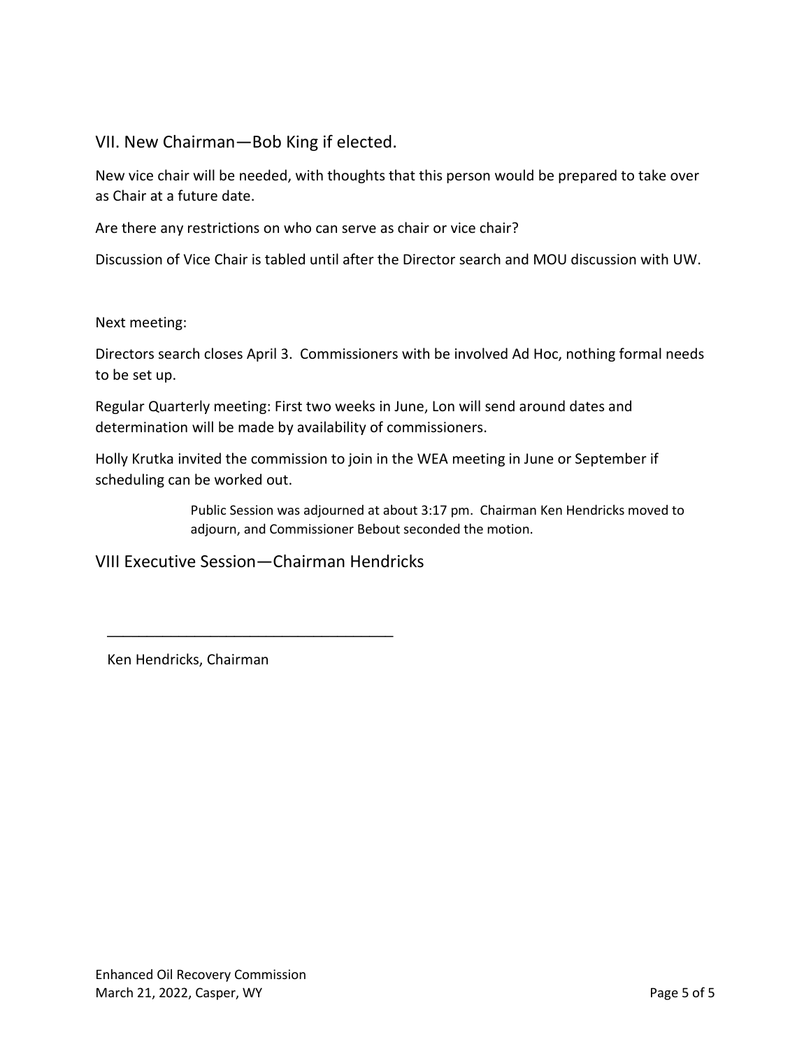## VII. New Chairman—Bob King if elected.

New vice chair will be needed, with thoughts that this person would be prepared to take over as Chair at a future date.

Are there any restrictions on who can serve as chair or vice chair?

Discussion of Vice Chair is tabled until after the Director search and MOU discussion with UW.

Next meeting:

Directors search closes April 3. Commissioners with be involved Ad Hoc, nothing formal needs to be set up.

Regular Quarterly meeting: First two weeks in June, Lon will send around dates and determination will be made by availability of commissioners.

Holly Krutka invited the commission to join in the WEA meeting in June or September if scheduling can be worked out.

> Public Session was adjourned at about 3:17 pm. Chairman Ken Hendricks moved to adjourn, and Commissioner Bebout seconded the motion.

## VIII Executive Session—Chairman Hendricks

\_\_\_\_\_\_\_\_\_\_\_\_\_\_\_\_\_\_\_\_\_\_\_\_\_\_\_\_\_\_\_\_\_\_\_\_

Ken Hendricks, Chairman